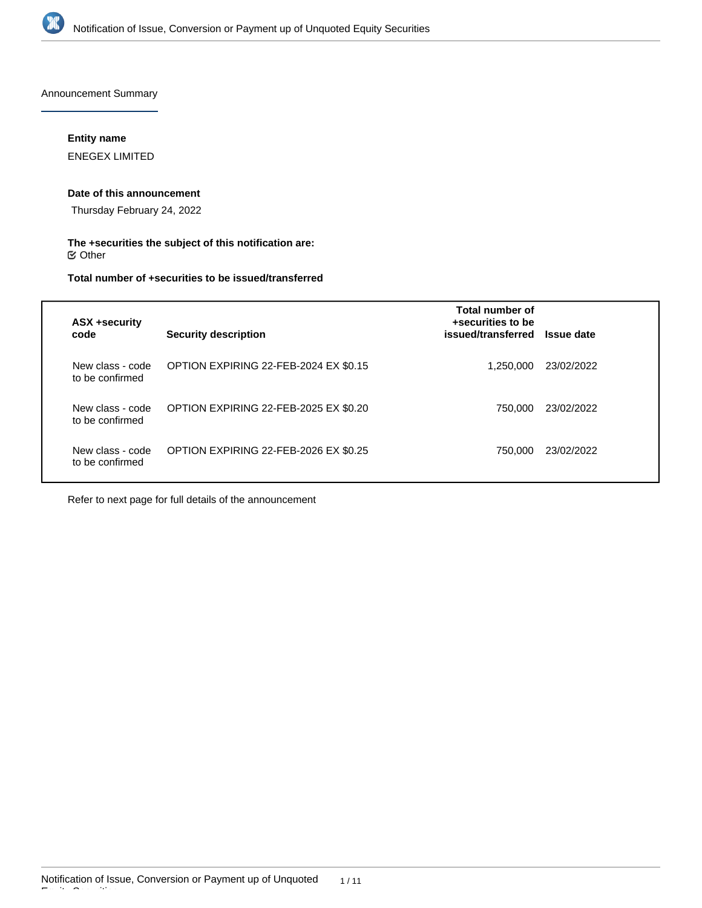Announcement Summary

**Entity name**

ENEGEX LIMITED

**Date of this announcement**

Thursday February 24, 2022

**The +securities the subject of this notification are:**

☑ Other

**Total number of +securities to be issued/transferred**

| ASX +security code | Security description | Total number of +securities to be issued/transferred | Issue date |
| --- | --- | --- | --- |
| New class - code to be confirmed | OPTION EXPIRING 22-FEB-2024 EX $0.15 | 1,250,000 | 23/02/2022 |
| New class - code to be confirmed | OPTION EXPIRING 22-FEB-2025 EX $0.20 | 750,000 | 23/02/2022 |
| New class - code to be confirmed | OPTION EXPIRING 22-FEB-2026 EX $0.25 | 750,000 | 23/02/2022 |

Refer to next page for full details of the announcement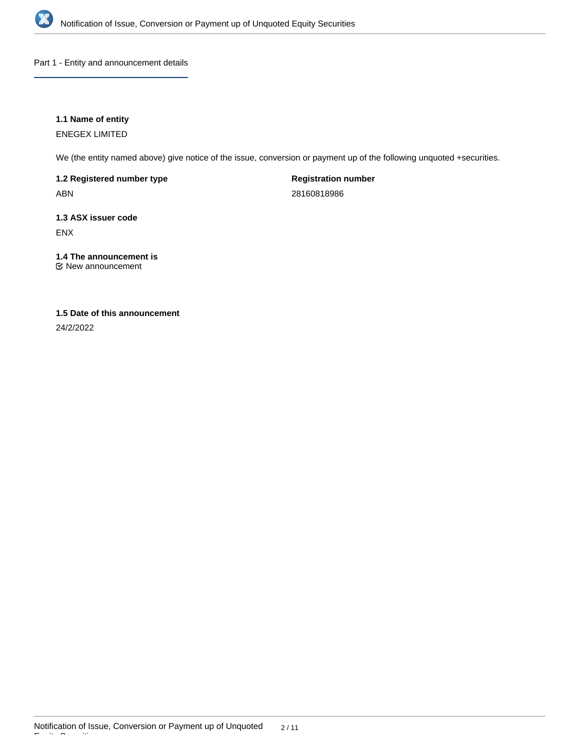## Part 1 - Entity and announcement details

### 1.1 Name of entity

ENEGEX LIMITED

We (the entity named above) give notice of the issue, conversion or payment up of the following unquoted +securities.

**1.2 Registered number type**

ABN

**Registration number**

28160818986

### 1.3 ASX issuer code

ENX

### 1.4 The announcement is

☑ New announcement

### 1.5 Date of this announcement

24/2/2022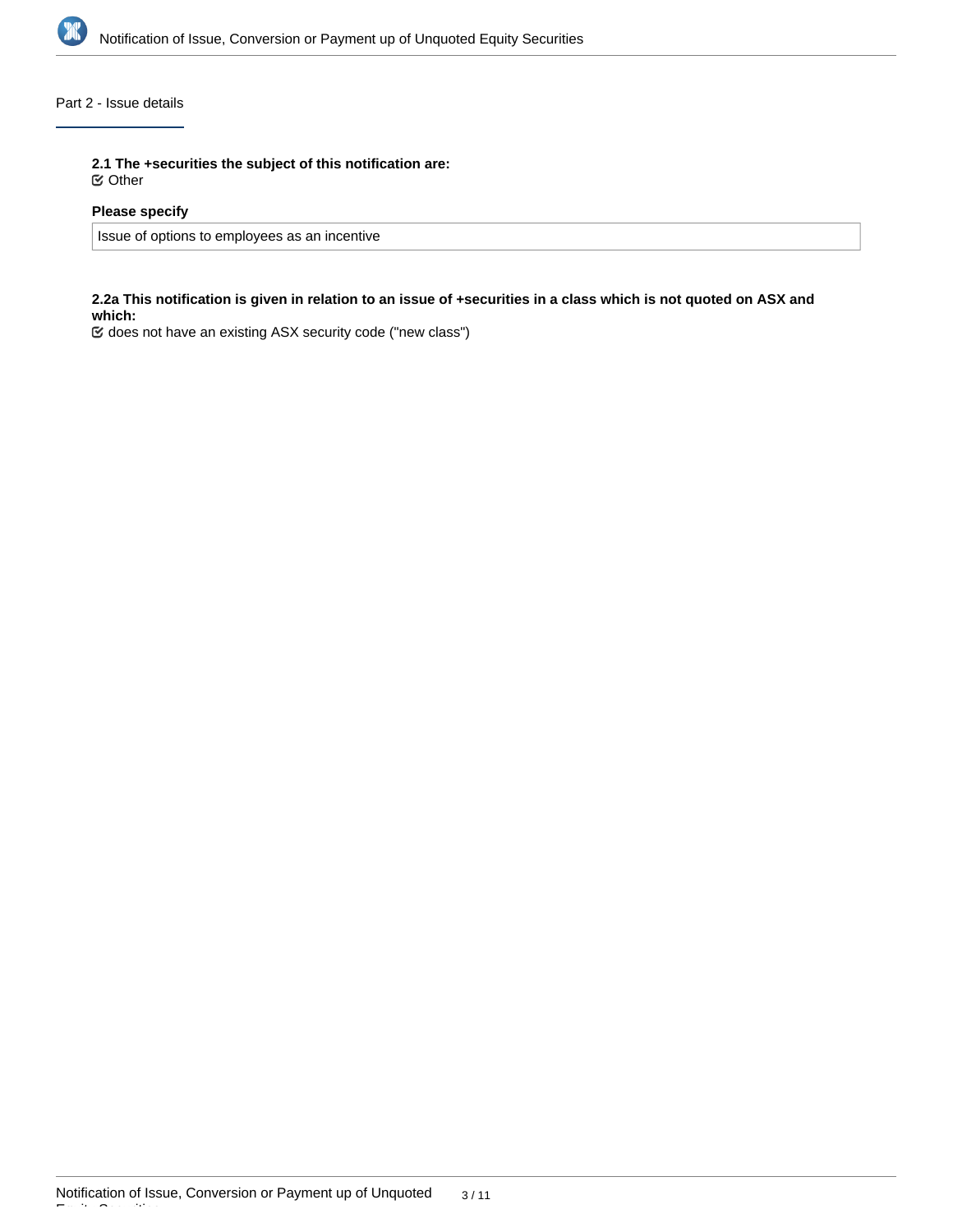## Part 2 - Issue details

**2.1 The +securities the subject of this notification are:**

☑ Other

**Please specify**

Issue of options to employees as an incentive

**2.2a This notification is given in relation to an issue of +securities in a class which is not quoted on ASX and which:**

☑ does not have an existing ASX security code ("new class")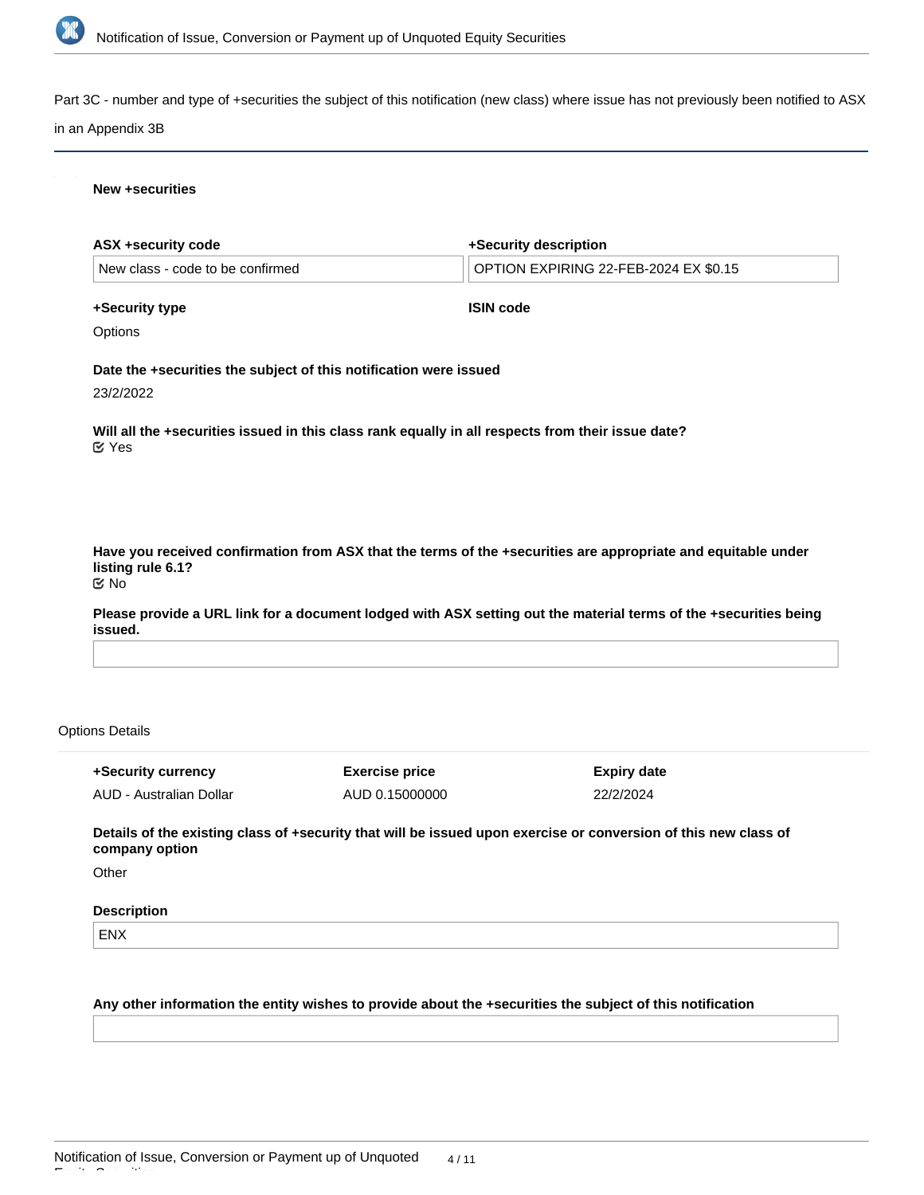Part 3C - number and type of +securities the subject of this notification (new class) where issue has not previously been notified to ASX in an Appendix 3B

**New +securities**

| ASX +security code | +Security description |
| --- | --- |
| New class - code to be confirmed | OPTION EXPIRING 22-FEB-2024 EX $0.15 |

**+Security type**

Options

**ISIN code**

**Date the +securities the subject of this notification were issued**

23/2/2022

**Will all the +securities issued in this class rank equally in all respects from their issue date?**

☑ Yes

**Have you received confirmation from ASX that the terms of the +securities are appropriate and equitable under listing rule 6.1?**

☑ No

**Please provide a URL link for a document lodged with ASX setting out the material terms of the +securities being issued.**

Options Details

| +Security currency | Exercise price | Expiry date |
| --- | --- | --- |
| AUD - Australian Dollar | AUD 0.15000000 | 22/2/2024 |

**Details of the existing class of +security that will be issued upon exercise or conversion of this new class of company option**

Other

**Description**

ENX

**Any other information the entity wishes to provide about the +securities the subject of this notification**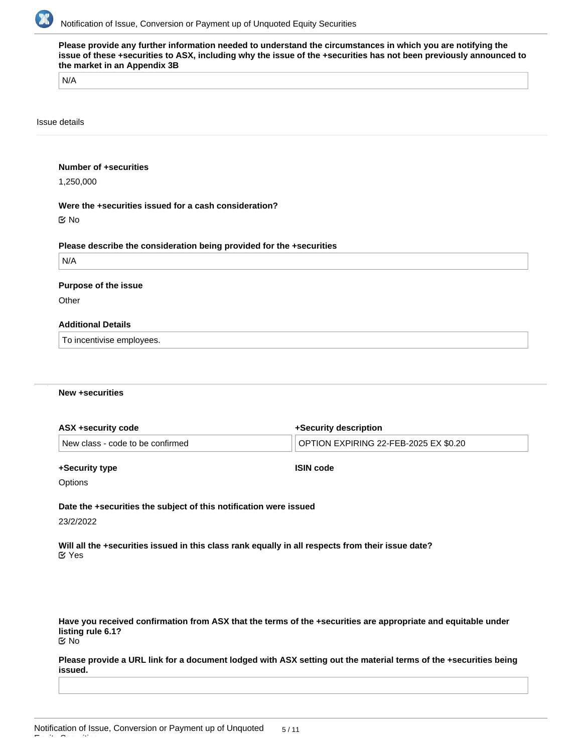**Please provide any further information needed to understand the circumstances in which you are notifying the issue of these +securities to ASX, including why the issue of the +securities has not been previously announced to the market in an Appendix 3B**

N/A

Issue details

**Number of +securities**

1,250,000

**Were the +securities issued for a cash consideration?**

☑ No

**Please describe the consideration being provided for the +securities**

N/A

**Purpose of the issue**

Other

**Additional Details**

To incentivise employees.

**New +securities**

| ASX +security code | +Security description |
| --- | --- |
| New class - code to be confirmed | OPTION EXPIRING 22-FEB-2025 EX $0.20 |

| +Security type | ISIN code |
| --- | --- |
| Options | |

**Date the +securities the subject of this notification were issued**

23/2/2022

**Will all the +securities issued in this class rank equally in all respects from their issue date?**

☑ Yes

**Have you received confirmation from ASX that the terms of the +securities are appropriate and equitable under listing rule 6.1?**

☑ No

**Please provide a URL link for a document lodged with ASX setting out the material terms of the +securities being issued.**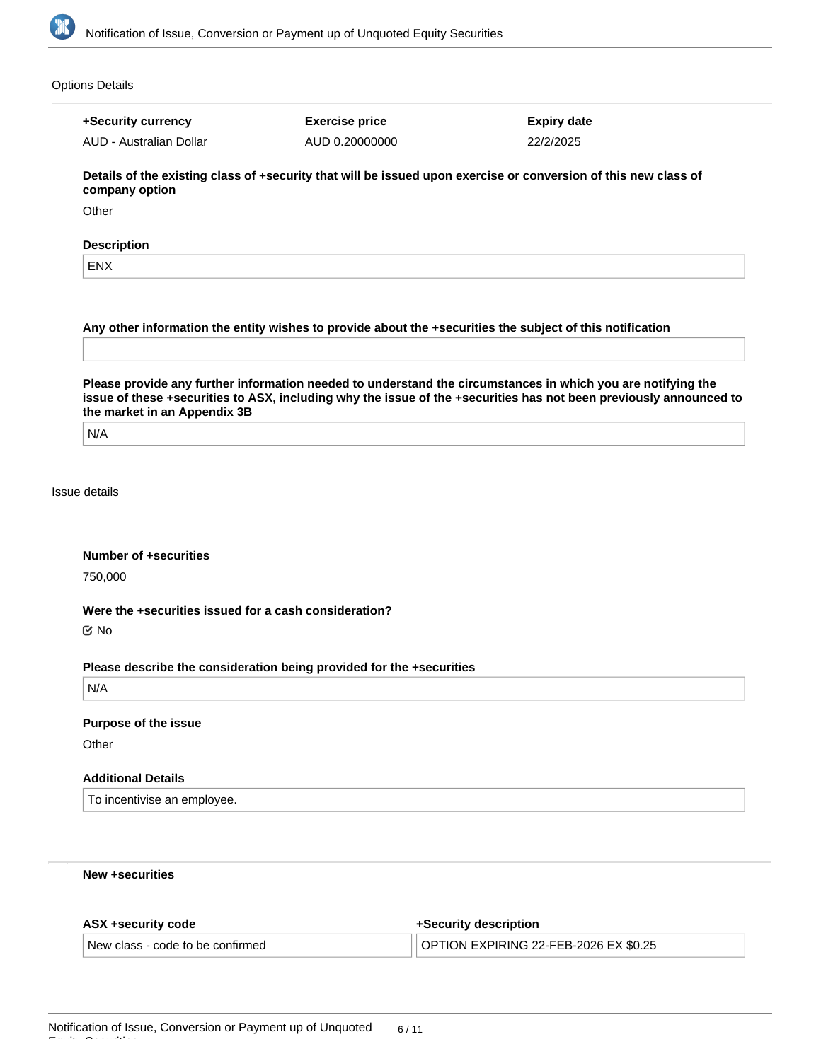Options Details

| +Security currency | Exercise price | Expiry date |
| --- | --- | --- |
| AUD - Australian Dollar | AUD 0.20000000 | 22/2/2025 |

**Details of the existing class of +security that will be issued upon exercise or conversion of this new class of company option**

Other

**Description**

ENX

**Any other information the entity wishes to provide about the +securities the subject of this notification**

**Please provide any further information needed to understand the circumstances in which you are notifying the issue of these +securities to ASX, including why the issue of the +securities has not been previously announced to the market in an Appendix 3B**

N/A

Issue details

**Number of +securities**

750,000

**Were the +securities issued for a cash consideration?**

☑ No

**Please describe the consideration being provided for the +securities**

N/A

**Purpose of the issue**

Other

**Additional Details**

To incentivise an employee.

**New +securities**

| ASX +security code | +Security description |
| --- | --- |
| New class - code to be confirmed | OPTION EXPIRING 22-FEB-2026 EX $0.25 |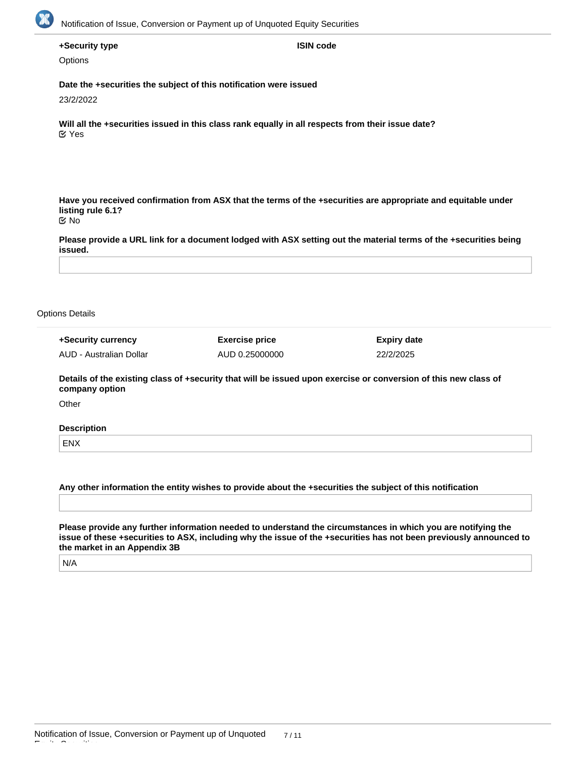**+Security type**

Options

**ISIN code**

**Date the +securities the subject of this notification were issued**

23/2/2022

**Will all the +securities issued in this class rank equally in all respects from their issue date?**

☑ Yes

**Have you received confirmation from ASX that the terms of the +securities are appropriate and equitable under listing rule 6.1?**

☑ No

**Please provide a URL link for a document lodged with ASX setting out the material terms of the +securities being issued.**

Options Details

| +Security currency | Exercise price | Expiry date |
| --- | --- | --- |
| AUD - Australian Dollar | AUD 0.25000000 | 22/2/2025 |

**Details of the existing class of +security that will be issued upon exercise or conversion of this new class of company option**

Other

**Description**

ENX

**Any other information the entity wishes to provide about the +securities the subject of this notification**

**Please provide any further information needed to understand the circumstances in which you are notifying the issue of these +securities to ASX, including why the issue of the +securities has not been previously announced to the market in an Appendix 3B**

N/A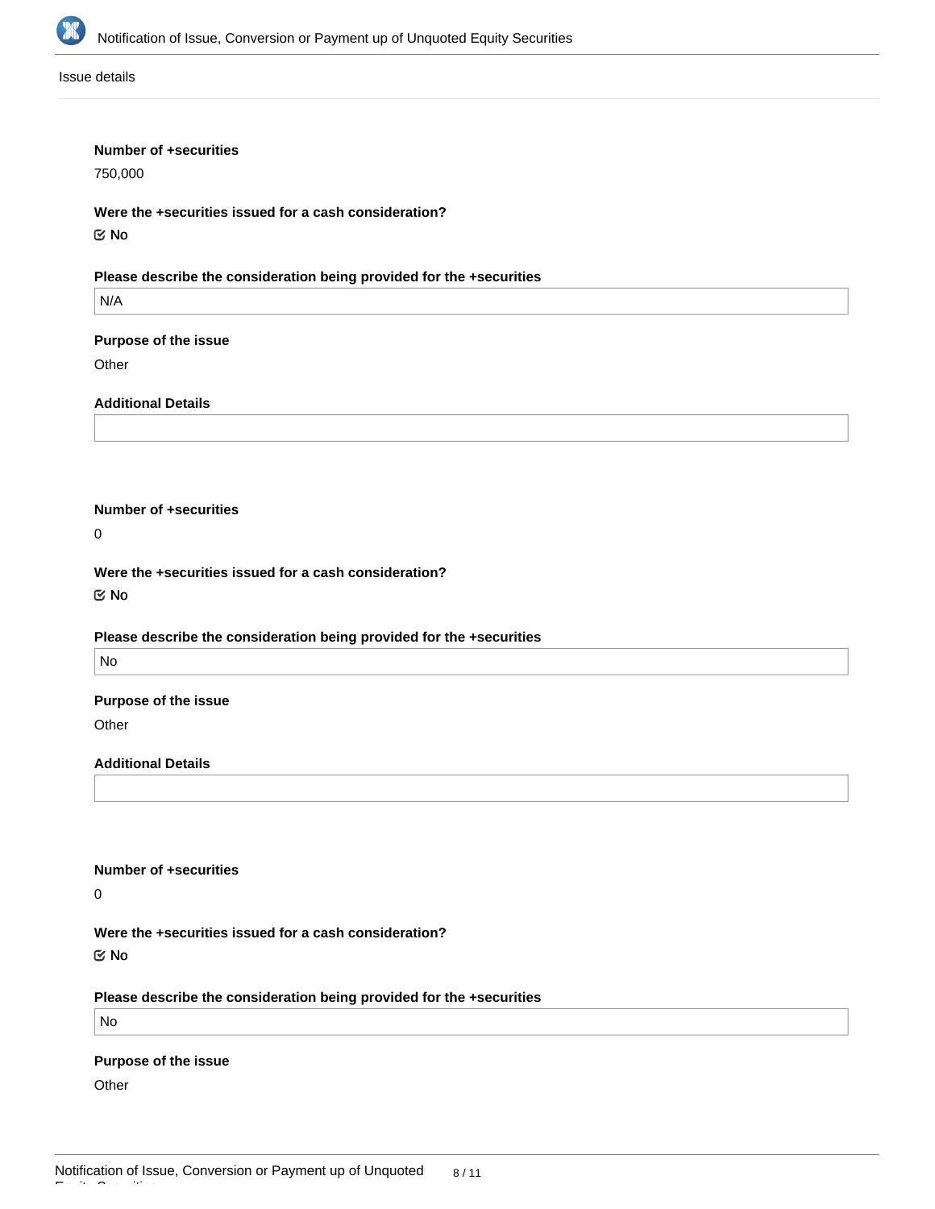Issue details

**Number of +securities**

750,000

**Were the +securities issued for a cash consideration?**

☑ No

**Please describe the consideration being provided for the +securities**

N/A

**Purpose of the issue**

Other

**Additional Details**

**Number of +securities**

0

**Were the +securities issued for a cash consideration?**

☑ No

**Please describe the consideration being provided for the +securities**

No

**Purpose of the issue**

Other

**Additional Details**

**Number of +securities**

0

**Were the +securities issued for a cash consideration?**

☑ No

**Please describe the consideration being provided for the +securities**

No

**Purpose of the issue**

Other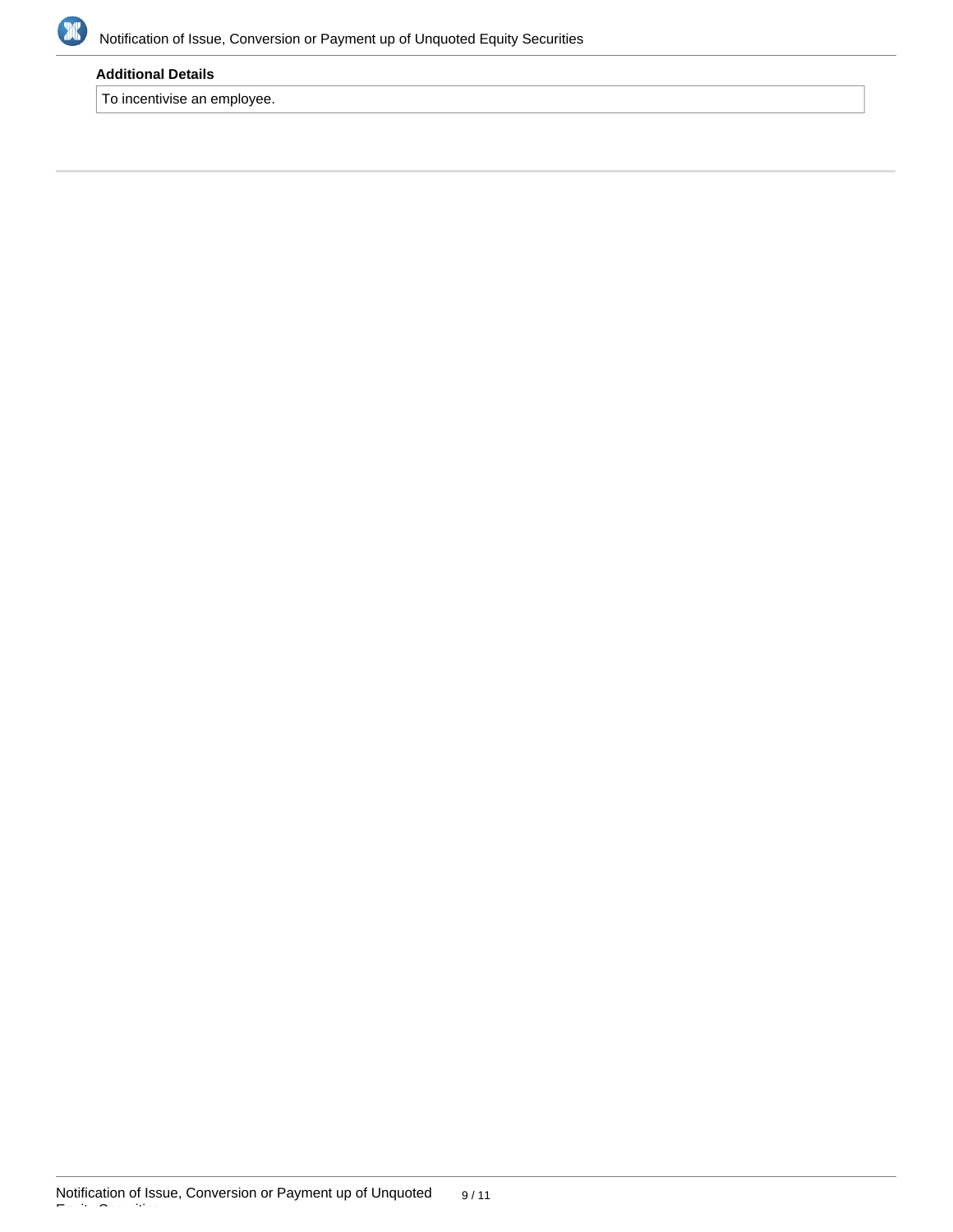**Additional Details**

To incentivise an employee.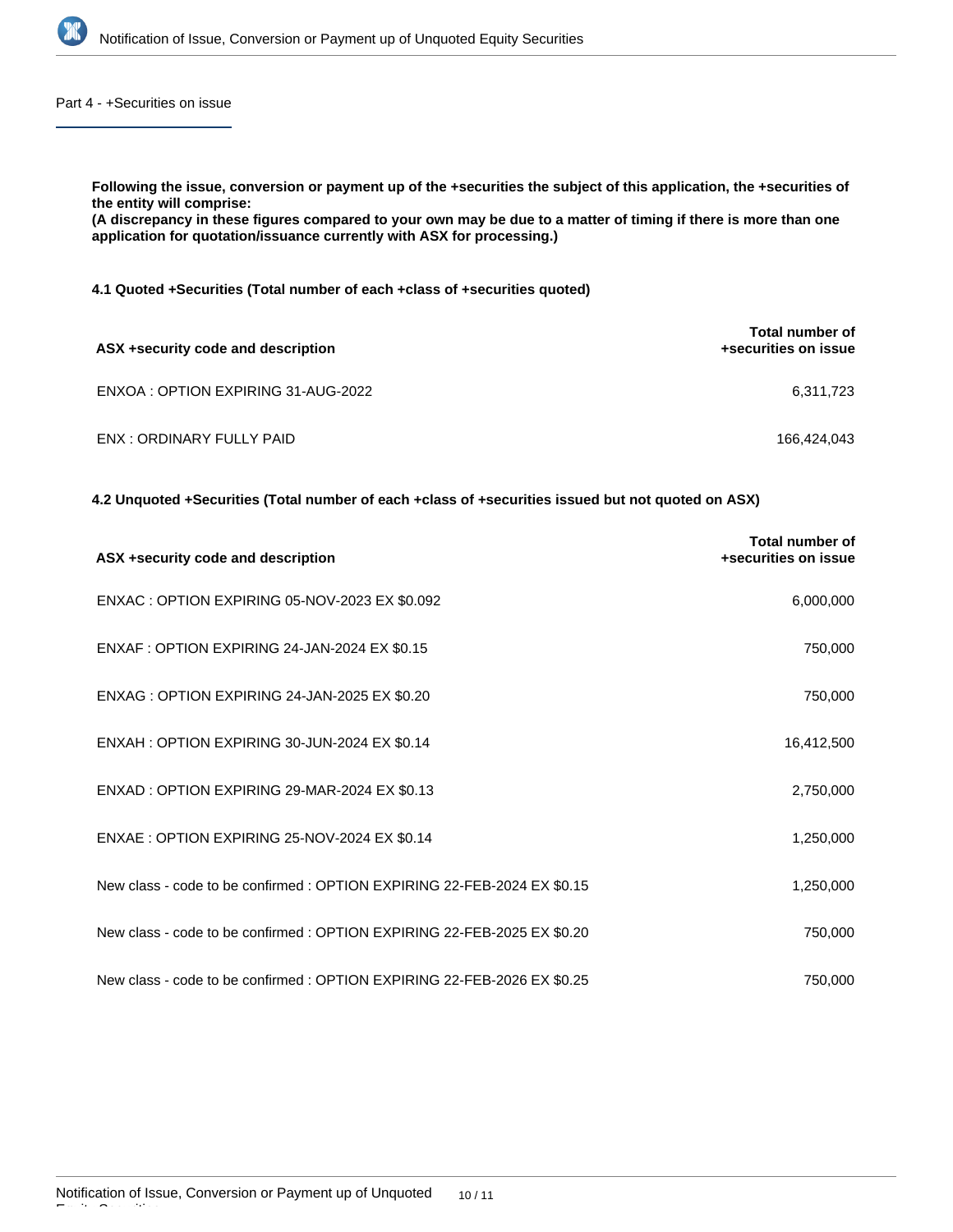## Part 4 - +Securities on issue

**Following the issue, conversion or payment up of the +securities the subject of this application, the +securities of the entity will comprise:**
**(A discrepancy in these figures compared to your own may be due to a matter of timing if there is more than one application for quotation/issuance currently with ASX for processing.)**

**4.1 Quoted +Securities (Total number of each +class of +securities quoted)**

| ASX +security code and description | Total number of +securities on issue |
| --- | --- |
| ENXOA : OPTION EXPIRING 31-AUG-2022 | 6,311,723 |
| ENX : ORDINARY FULLY PAID | 166,424,043 |

**4.2 Unquoted +Securities (Total number of each +class of +securities issued but not quoted on ASX)**

| ASX +security code and description | Total number of +securities on issue |
| --- | --- |
| ENXAC : OPTION EXPIRING 05-NOV-2023 EX $0.092 | 6,000,000 |
| ENXAF : OPTION EXPIRING 24-JAN-2024 EX $0.15 | 750,000 |
| ENXAG : OPTION EXPIRING 24-JAN-2025 EX $0.20 | 750,000 |
| ENXAH : OPTION EXPIRING 30-JUN-2024 EX $0.14 | 16,412,500 |
| ENXAD : OPTION EXPIRING 29-MAR-2024 EX $0.13 | 2,750,000 |
| ENXAE : OPTION EXPIRING 25-NOV-2024 EX $0.14 | 1,250,000 |
| New class - code to be confirmed : OPTION EXPIRING 22-FEB-2024 EX $0.15 | 1,250,000 |
| New class - code to be confirmed : OPTION EXPIRING 22-FEB-2025 EX $0.20 | 750,000 |
| New class - code to be confirmed : OPTION EXPIRING 22-FEB-2026 EX $0.25 | 750,000 |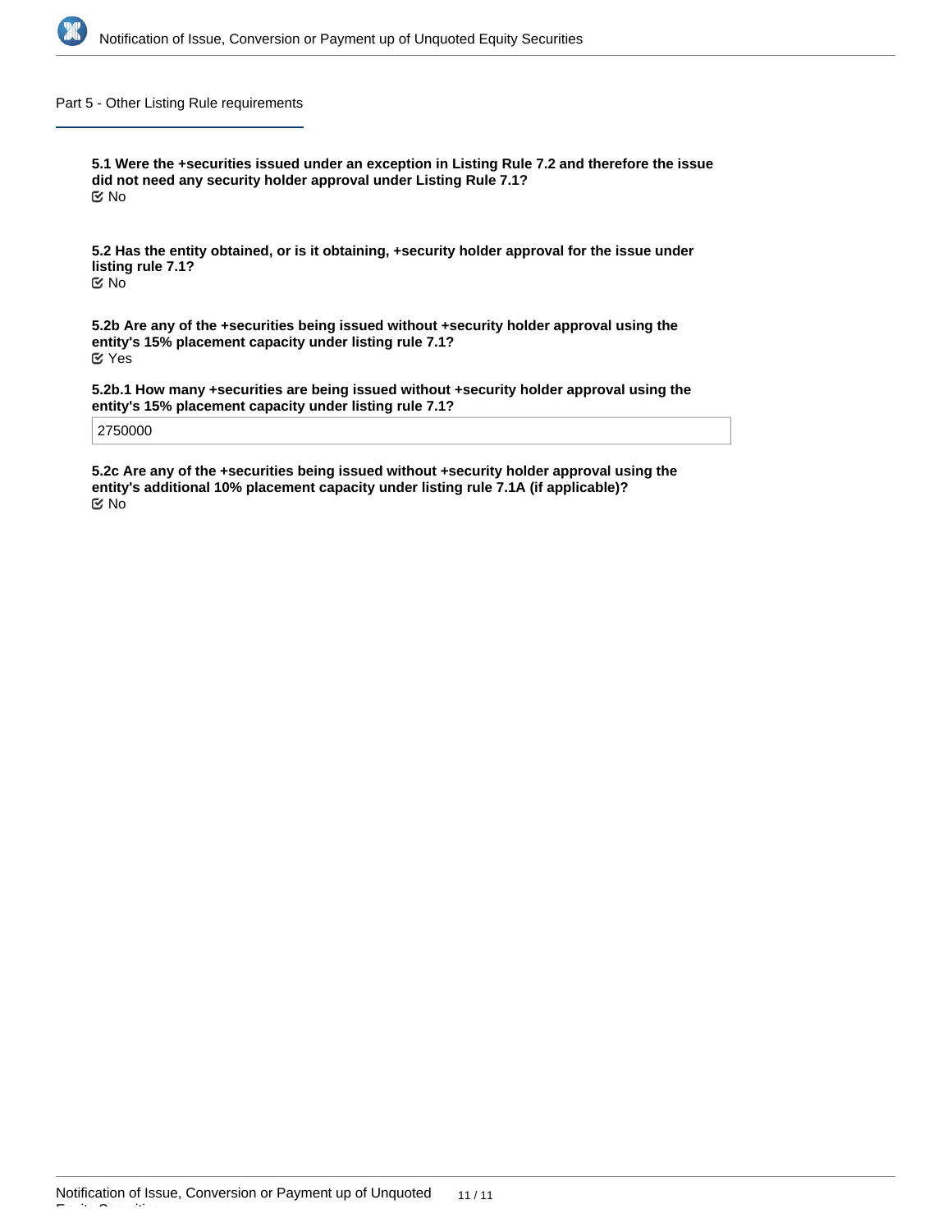## Part 5 - Other Listing Rule requirements

**5.1 Were the +securities issued under an exception in Listing Rule 7.2 and therefore the issue did not need any security holder approval under Listing Rule 7.1?**

No

**5.2 Has the entity obtained, or is it obtaining, +security holder approval for the issue under listing rule 7.1?**

No

**5.2b Are any of the +securities being issued without +security holder approval using the entity's 15% placement capacity under listing rule 7.1?**

Yes

**5.2b.1 How many +securities are being issued without +security holder approval using the entity's 15% placement capacity under listing rule 7.1?**

2750000

**5.2c Are any of the +securities being issued without +security holder approval using the entity's additional 10% placement capacity under listing rule 7.1A (if applicable)?**

No